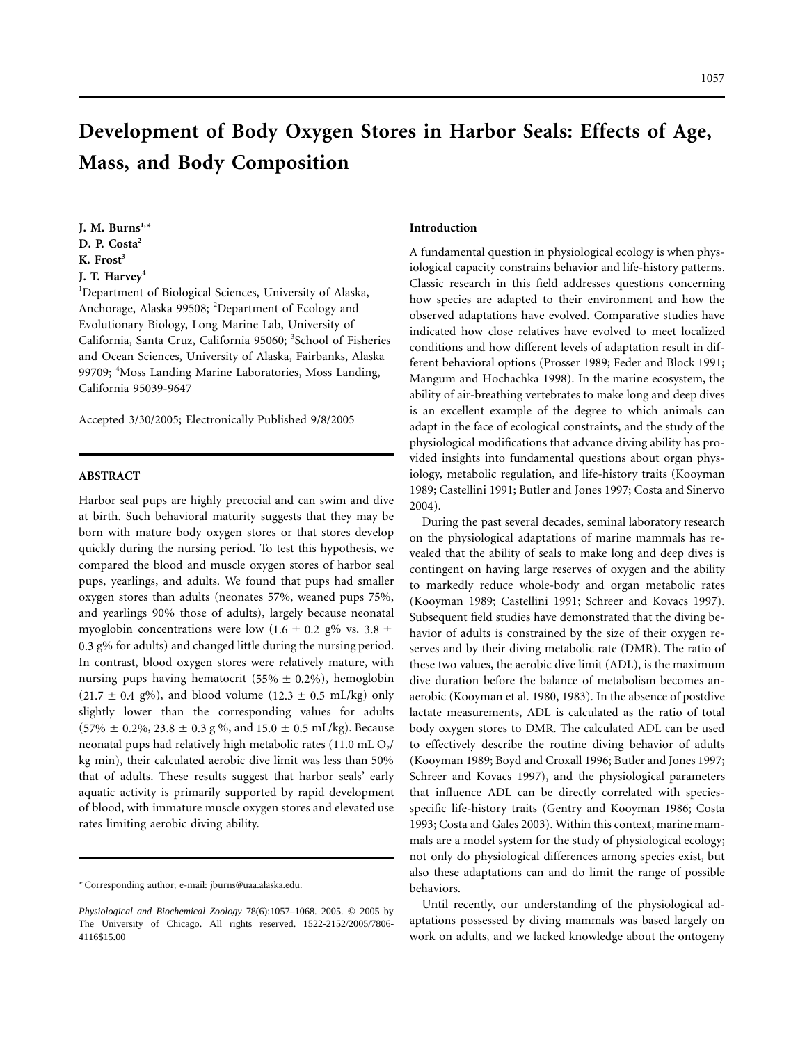# Development of Body Oxygen Stores in Harbor Seals: Effects of Age, Mass, and Body Composition

**J. M. Burns**[1,*]
**D. P. Costa**[2]
**K. Frost**[3]
**J. T. Harvey**[4]

[1]Department of Biological Sciences, University of Alaska, Anchorage, Alaska 99508; [2]Department of Ecology and Evolutionary Biology, Long Marine Lab, University of California, Santa Cruz, California 95060; [3]School of Fisheries and Ocean Sciences, University of Alaska, Fairbanks, Alaska 99709; [4]Moss Landing Marine Laboratories, Moss Landing, California 95039-9647

Accepted 3/30/2005; Electronically Published 9/8/2005

## ABSTRACT

Harbor seal pups are highly precocial and can swim and dive at birth. Such behavioral maturity suggests that they may be born with mature body oxygen stores or that stores develop quickly during the nursing period. To test this hypothesis, we compared the blood and muscle oxygen stores of harbor seal pups, yearlings, and adults. We found that pups had smaller oxygen stores than adults (neonates 57%, weaned pups 75%, and yearlings 90% those of adults), largely because neonatal myoglobin concentrations were low ($1.6 \pm 0.2$ g% vs. $3.8 \pm 0.3$ g% for adults) and changed little during the nursing period. In contrast, blood oxygen stores were relatively mature, with nursing pups having hematocrit ($55\% \pm 0.2\%$), hemoglobin ($21.7 \pm 0.4$ g%), and blood volume ($12.3 \pm 0.5$ mL/kg) only slightly lower than the corresponding values for adults ($57\% \pm 0.2\%$, $23.8 \pm 0.3$ g %, and $15.0 \pm 0.5$ mL/kg). Because neonatal pups had relatively high metabolic rates (11.0 mL $O_2$/kg min), their calculated aerobic dive limit was less than 50% that of adults. These results suggest that harbor seals' early aquatic activity is primarily supported by rapid development of blood, with immature muscle oxygen stores and elevated use rates limiting aerobic diving ability.

* Corresponding author; e-mail: jburns@uaa.alaska.edu.

*Physiological and Biochemical Zoology* 78(6):1057–1068. 2005. © 2005 by The University of Chicago. All rights reserved. 1522-2152/2005/7806-4116$15.00

## Introduction

A fundamental question in physiological ecology is when physiological capacity constrains behavior and life-history patterns. Classic research in this field addresses questions concerning how species are adapted to their environment and how the observed adaptations have evolved. Comparative studies have indicated how close relatives have evolved to meet localized conditions and how different levels of adaptation result in different behavioral options (Prosser 1989; Feder and Block 1991; Mangum and Hochachka 1998). In the marine ecosystem, the ability of air-breathing vertebrates to make long and deep dives is an excellent example of the degree to which animals can adapt in the face of ecological constraints, and the study of the physiological modifications that advance diving ability has provided insights into fundamental questions about organ physiology, metabolic regulation, and life-history traits (Kooyman 1989; Castellini 1991; Butler and Jones 1997; Costa and Sinervo 2004).

During the past several decades, seminal laboratory research on the physiological adaptations of marine mammals has revealed that the ability of seals to make long and deep dives is contingent on having large reserves of oxygen and the ability to markedly reduce whole-body and organ metabolic rates (Kooyman 1989; Castellini 1991; Schreer and Kovacs 1997). Subsequent field studies have demonstrated that the diving behavior of adults is constrained by the size of their oxygen reserves and by their diving metabolic rate (DMR). The ratio of these two values, the aerobic dive limit (ADL), is the maximum dive duration before the balance of metabolism becomes anaerobic (Kooyman et al. 1980, 1983). In the absence of postdive lactate measurements, ADL is calculated as the ratio of total body oxygen stores to DMR. The calculated ADL can be used to effectively describe the routine diving behavior of adults (Kooyman 1989; Boyd and Croxall 1996; Butler and Jones 1997; Schreer and Kovacs 1997), and the physiological parameters that influence ADL can be directly correlated with species-specific life-history traits (Gentry and Kooyman 1986; Costa 1993; Costa and Gales 2003). Within this context, marine mammals are a model system for the study of physiological ecology; not only do physiological differences among species exist, but also these adaptations can and do limit the range of possible behaviors.

Until recently, our understanding of the physiological adaptations possessed by diving mammals was based largely on work on adults, and we lacked knowledge about the ontogeny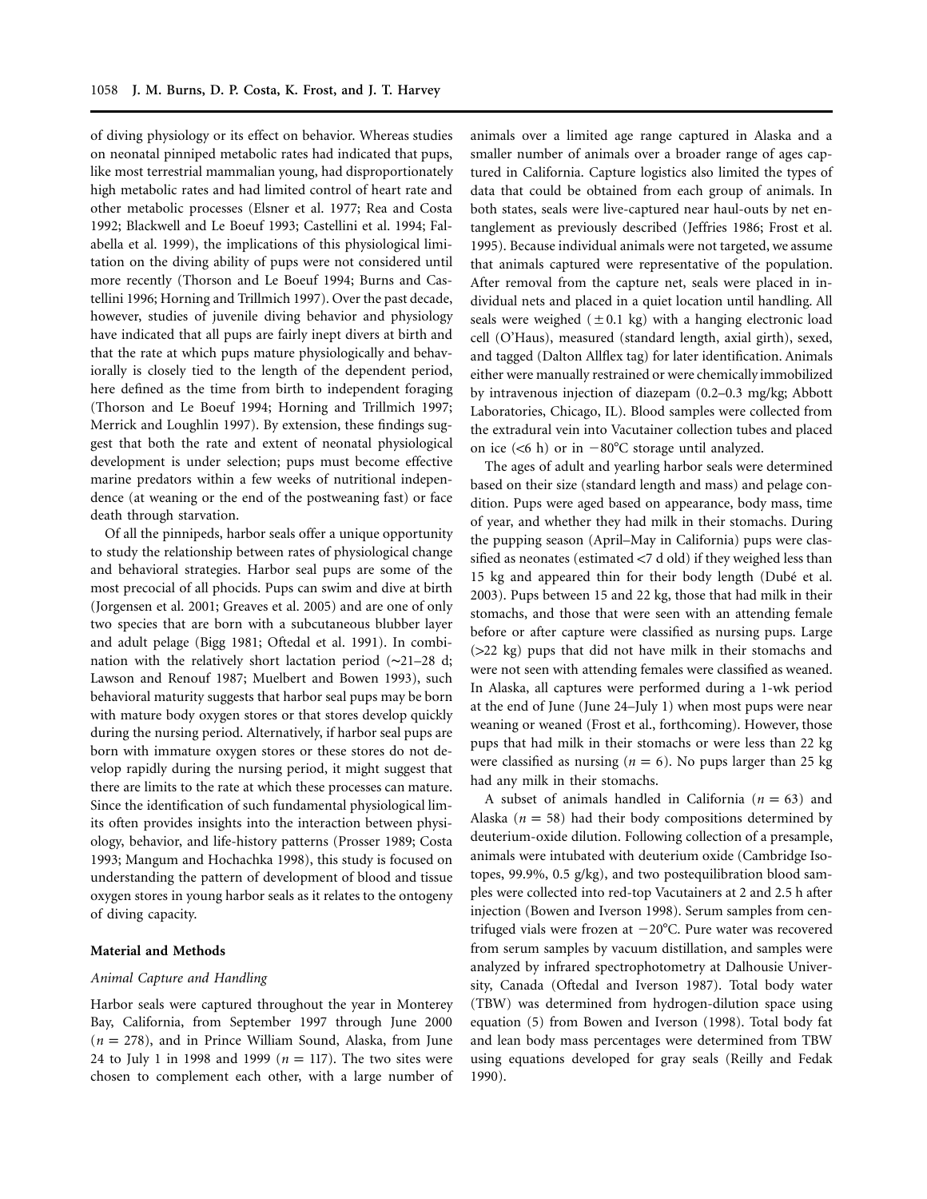of diving physiology or its effect on behavior. Whereas studies on neonatal pinniped metabolic rates had indicated that pups, like most terrestrial mammalian young, had disproportionately high metabolic rates and had limited control of heart rate and other metabolic processes (Elsner et al. 1977; Rea and Costa 1992; Blackwell and Le Boeuf 1993; Castellini et al. 1994; Falabella et al. 1999), the implications of this physiological limitation on the diving ability of pups were not considered until more recently (Thorson and Le Boeuf 1994; Burns and Castellini 1996; Horning and Trillmich 1997). Over the past decade, however, studies of juvenile diving behavior and physiology have indicated that all pups are fairly inept divers at birth and that the rate at which pups mature physiologically and behaviorally is closely tied to the length of the dependent period, here defined as the time from birth to independent foraging (Thorson and Le Boeuf 1994; Horning and Trillmich 1997; Merrick and Loughlin 1997). By extension, these findings suggest that both the rate and extent of neonatal physiological development is under selection; pups must become effective marine predators within a few weeks of nutritional independence (at weaning or the end of the postweaning fast) or face death through starvation.

Of all the pinnipeds, harbor seals offer a unique opportunity to study the relationship between rates of physiological change and behavioral strategies. Harbor seal pups are some of the most precocial of all phocids. Pups can swim and dive at birth (Jorgensen et al. 2001; Greaves et al. 2005) and are one of only two species that are born with a subcutaneous blubber layer and adult pelage (Bigg 1981; Oftedal et al. 1991). In combination with the relatively short lactation period (~21–28 d; Lawson and Renouf 1987; Muelbert and Bowen 1993), such behavioral maturity suggests that harbor seal pups may be born with mature body oxygen stores or that stores develop quickly during the nursing period. Alternatively, if harbor seal pups are born with immature oxygen stores or these stores do not develop rapidly during the nursing period, it might suggest that there are limits to the rate at which these processes can mature. Since the identification of such fundamental physiological limits often provides insights into the interaction between physiology, behavior, and life-history patterns (Prosser 1989; Costa 1993; Mangum and Hochachka 1998), this study is focused on understanding the pattern of development of blood and tissue oxygen stores in young harbor seals as it relates to the ontogeny of diving capacity.

## Material and Methods

### *Animal Capture and Handling*

Harbor seals were captured throughout the year in Monterey Bay, California, from September 1997 through June 2000 ($n = 278$), and in Prince William Sound, Alaska, from June 24 to July 1 in 1998 and 1999 ($n = 117$). The two sites were chosen to complement each other, with a large number of animals over a limited age range captured in Alaska and a smaller number of animals over a broader range of ages captured in California. Capture logistics also limited the types of data that could be obtained from each group of animals. In both states, seals were live-captured near haul-outs by net entanglement as previously described (Jeffries 1986; Frost et al. 1995). Because individual animals were not targeted, we assume that animals captured were representative of the population. After removal from the capture net, seals were placed in individual nets and placed in a quiet location until handling. All seals were weighed ($\pm 0.1$ kg) with a hanging electronic load cell (O'Haus), measured (standard length, axial girth), sexed, and tagged (Dalton Allflex tag) for later identification. Animals either were manually restrained or were chemically immobilized by intravenous injection of diazepam (0.2–0.3 mg/kg; Abbott Laboratories, Chicago, IL). Blood samples were collected from the extradural vein into Vacutainer collection tubes and placed on ice (<6 h) or in −80°C storage until analyzed.

The ages of adult and yearling harbor seals were determined based on their size (standard length and mass) and pelage condition. Pups were aged based on appearance, body mass, time of year, and whether they had milk in their stomachs. During the pupping season (April–May in California) pups were classified as neonates (estimated <7 d old) if they weighed less than 15 kg and appeared thin for their body length (Dubé et al. 2003). Pups between 15 and 22 kg, those that had milk in their stomachs, and those that were seen with an attending female before or after capture were classified as nursing pups. Large (>22 kg) pups that did not have milk in their stomachs and were not seen with attending females were classified as weaned. In Alaska, all captures were performed during a 1-wk period at the end of June (June 24–July 1) when most pups were near weaning or weaned (Frost et al., forthcoming). However, those pups that had milk in their stomachs or were less than 22 kg were classified as nursing ($n = 6$). No pups larger than 25 kg had any milk in their stomachs.

A subset of animals handled in California ($n = 63$) and Alaska ($n = 58$) had their body compositions determined by deuterium-oxide dilution. Following collection of a presample, animals were intubated with deuterium oxide (Cambridge Isotopes, 99.9%, 0.5 g/kg), and two postequilibration blood samples were collected into red-top Vacutainers at 2 and 2.5 h after injection (Bowen and Iverson 1998). Serum samples from centrifuged vials were frozen at −20°C. Pure water was recovered from serum samples by vacuum distillation, and samples were analyzed by infrared spectrophotometry at Dalhousie University, Canada (Oftedal and Iverson 1987). Total body water (TBW) was determined from hydrogen-dilution space using equation (5) from Bowen and Iverson (1998). Total body fat and lean body mass percentages were determined from TBW using equations developed for gray seals (Reilly and Fedak 1990).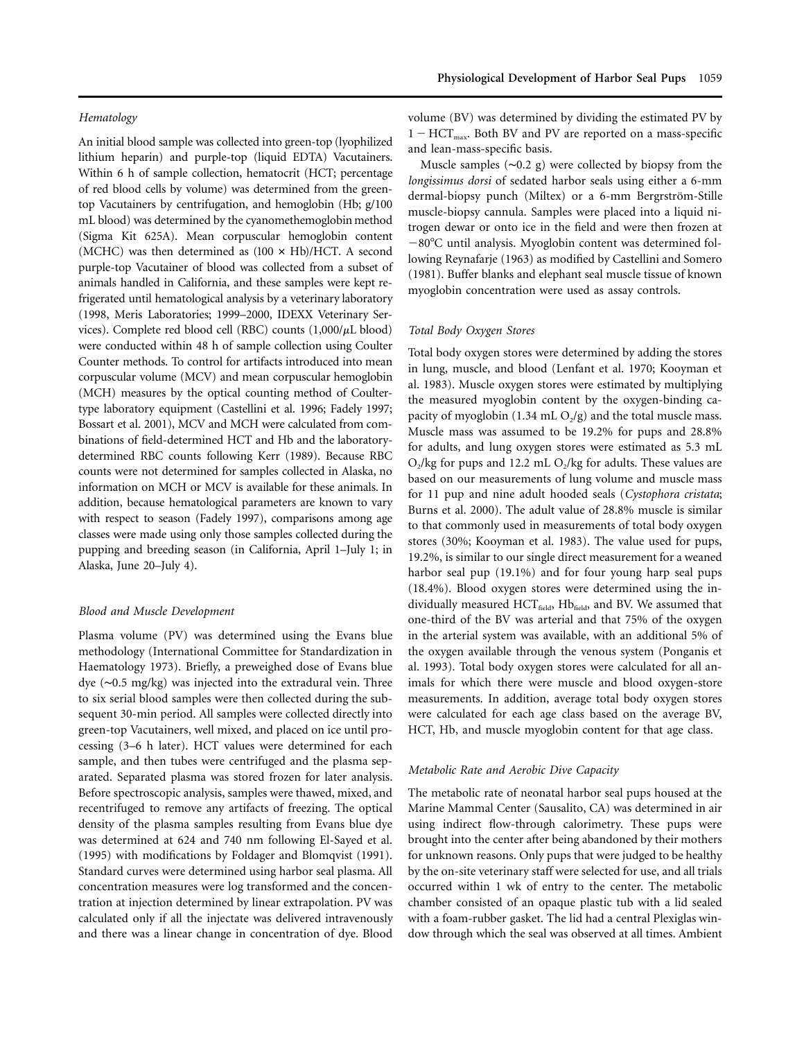### Hematology

An initial blood sample was collected into green-top (lyophilized lithium heparin) and purple-top (liquid EDTA) Vacutainers. Within 6 h of sample collection, hematocrit (HCT; percentage of red blood cells by volume) was determined from the green-top Vacutainers by centrifugation, and hemoglobin (Hb; g/100 mL blood) was determined by the cyanomethemoglobin method (Sigma Kit 625A). Mean corpuscular hemoglobin content (MCHC) was then determined as (100 × Hb)/HCT. A second purple-top Vacutainer of blood was collected from a subset of animals handled in California, and these samples were kept refrigerated until hematological analysis by a veterinary laboratory (1998, Meris Laboratories; 1999–2000, IDEXX Veterinary Services). Complete red blood cell (RBC) counts (1,000/$\mu$L blood) were conducted within 48 h of sample collection using Coulter Counter methods. To control for artifacts introduced into mean corpuscular volume (MCV) and mean corpuscular hemoglobin (MCH) measures by the optical counting method of Coulter-type laboratory equipment (Castellini et al. 1996; Fadely 1997; Bossart et al. 2001), MCV and MCH were calculated from combinations of field-determined HCT and Hb and the laboratory-determined RBC counts following Kerr (1989). Because RBC counts were not determined for samples collected in Alaska, no information on MCH or MCV is available for these animals. In addition, because hematological parameters are known to vary with respect to season (Fadely 1997), comparisons among age classes were made using only those samples collected during the pupping and breeding season (in California, April 1–July 1; in Alaska, June 20–July 4).

### Blood and Muscle Development

Plasma volume (PV) was determined using the Evans blue methodology (International Committee for Standardization in Haematology 1973). Briefly, a preweighed dose of Evans blue dye (~0.5 mg/kg) was injected into the extradural vein. Three to six serial blood samples were then collected during the subsequent 30-min period. All samples were collected directly into green-top Vacutainers, well mixed, and placed on ice until processing (3–6 h later). HCT values were determined for each sample, and then tubes were centrifuged and the plasma separated. Separated plasma was stored frozen for later analysis. Before spectroscopic analysis, samples were thawed, mixed, and recentrifuged to remove any artifacts of freezing. The optical density of the plasma samples resulting from Evans blue dye was determined at 624 and 740 nm following El-Sayed et al. (1995) with modifications by Foldager and Blomqvist (1991). Standard curves were determined using harbor seal plasma. All concentration measures were log transformed and the concentration at injection determined by linear extrapolation. PV was calculated only if all the injectate was delivered intravenously and there was a linear change in concentration of dye. Blood volume (BV) was determined by dividing the estimated PV by $1 - \mathrm{HCT}_{max}$. Both BV and PV are reported on a mass-specific and lean-mass-specific basis.

Muscle samples (~0.2 g) were collected by biopsy from the *longissimus dorsi* of sedated harbor seals using either a 6-mm dermal-biopsy punch (Miltex) or a 6-mm Bergrström-Stille muscle-biopsy cannula. Samples were placed into a liquid nitrogen dewar or onto ice in the field and were then frozen at −80°C until analysis. Myoglobin content was determined following Reynafarje (1963) as modified by Castellini and Somero (1981). Buffer blanks and elephant seal muscle tissue of known myoglobin concentration were used as assay controls.

### Total Body Oxygen Stores

Total body oxygen stores were determined by adding the stores in lung, muscle, and blood (Lenfant et al. 1970; Kooyman et al. 1983). Muscle oxygen stores were estimated by multiplying the measured myoglobin content by the oxygen-binding capacity of myoglobin (1.34 mL $O_2$/g) and the total muscle mass. Muscle mass was assumed to be 19.2% for pups and 28.8% for adults, and lung oxygen stores were estimated as 5.3 mL $O_2$/kg for pups and 12.2 mL $O_2$/kg for adults. These values are based on our measurements of lung volume and muscle mass for 11 pup and nine adult hooded seals (*Cystophora cristata*; Burns et al. 2000). The adult value of 28.8% muscle is similar to that commonly used in measurements of total body oxygen stores (30%; Kooyman et al. 1983). The value used for pups, 19.2%, is similar to our single direct measurement for a weaned harbor seal pup (19.1%) and for four young harp seal pups (18.4%). Blood oxygen stores were determined using the individually measured $\mathrm{HCT}_{field}$, $\mathrm{Hb}_{field}$, and BV. We assumed that one-third of the BV was arterial and that 75% of the oxygen in the arterial system was available, with an additional 5% of the oxygen available through the venous system (Ponganis et al. 1993). Total body oxygen stores were calculated for all animals for which there were muscle and blood oxygen-store measurements. In addition, average total body oxygen stores were calculated for each age class based on the average BV, HCT, Hb, and muscle myoglobin content for that age class.

### Metabolic Rate and Aerobic Dive Capacity

The metabolic rate of neonatal harbor seal pups housed at the Marine Mammal Center (Sausalito, CA) was determined in air using indirect flow-through calorimetry. These pups were brought into the center after being abandoned by their mothers for unknown reasons. Only pups that were judged to be healthy by the on-site veterinary staff were selected for use, and all trials occurred within 1 wk of entry to the center. The metabolic chamber consisted of an opaque plastic tub with a lid sealed with a foam-rubber gasket. The lid had a central Plexiglas window through which the seal was observed at all times. Ambient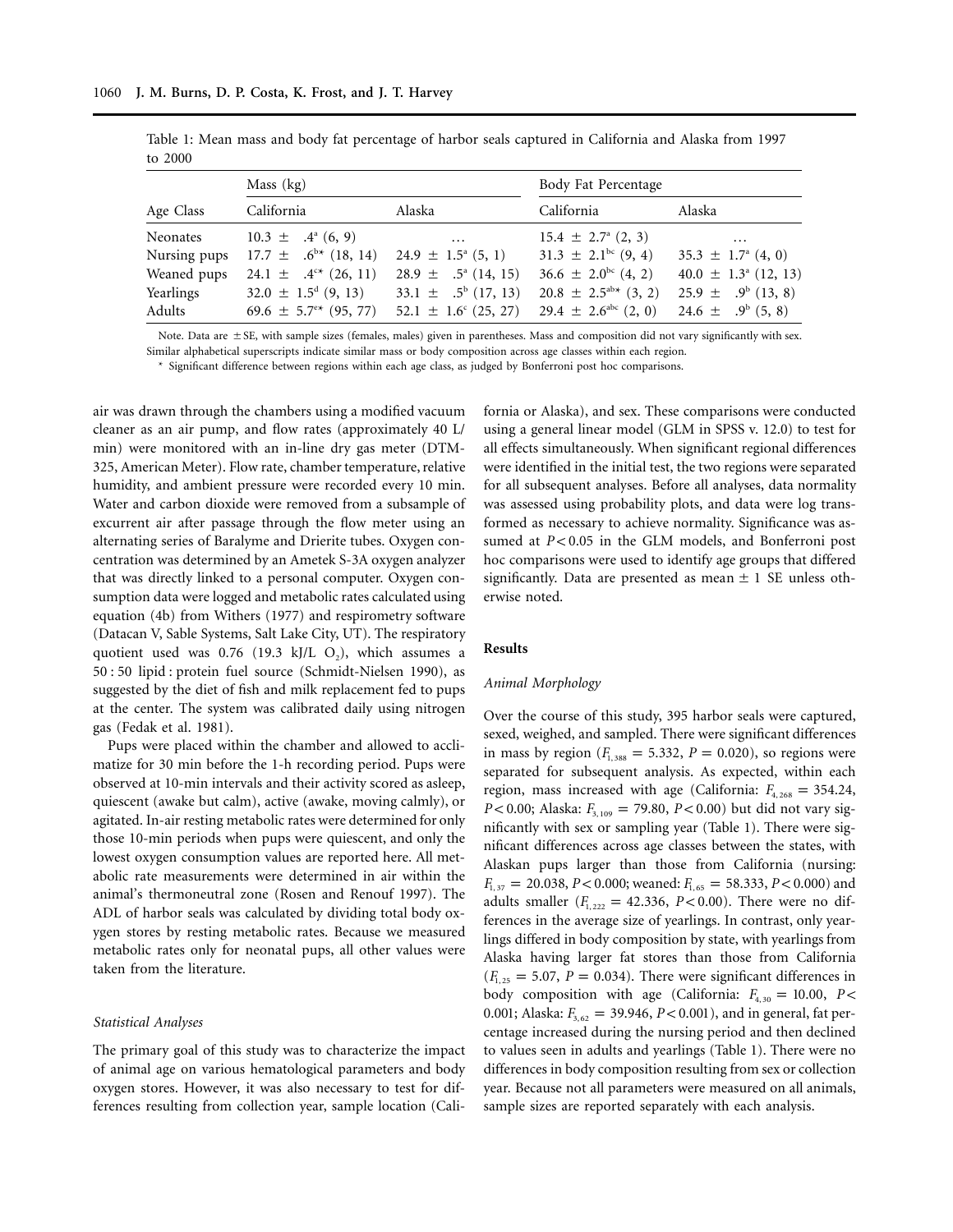Table 1: Mean mass and body fat percentage of harbor seals captured in California and Alaska from 1997 to 2000

| Age Class | Mass (kg) | | Body Fat Percentage | |
|---|---|---|---|---|
| | California | Alaska | California | Alaska |
| Neonates | 10.3 ± .4[a] (6, 9) | … | 15.4 ± 2.7[a] (2, 3) | … |
| Nursing pups | 17.7 ± .6[b]* (18, 14) | 24.9 ± 1.5[a] (5, 1) | 31.3 ± 2.1[bc] (9, 4) | 35.3 ± 1.7[a] (4, 0) |
| Weaned pups | 24.1 ± .4[c]* (26, 11) | 28.9 ± .5[a] (14, 15) | 36.6 ± 2.0[bc] (4, 2) | 40.0 ± 1.3[a] (12, 13) |
| Yearlings | 32.0 ± 1.5[d] (9, 13) | 33.1 ± .5[b] (17, 13) | 20.8 ± 2.5[ab]* (3, 2) | 25.9 ± .9[b] (13, 8) |
| Adults | 69.6 ± 5.7[e]* (95, 77) | 52.1 ± 1.6[c] (25, 27) | 29.4 ± 2.6[abc] (2, 0) | 24.6 ± .9[b] (5, 8) |

Note. Data are ± SE, with sample sizes (females, males) given in parentheses. Mass and composition did not vary significantly with sex. Similar alphabetical superscripts indicate similar mass or body composition across age classes within each region.

\* Significant difference between regions within each age class, as judged by Bonferroni post hoc comparisons.

air was drawn through the chambers using a modified vacuum cleaner as an air pump, and flow rates (approximately 40 L/min) were monitored with an in-line dry gas meter (DTM-325, American Meter). Flow rate, chamber temperature, relative humidity, and ambient pressure were recorded every 10 min. Water and carbon dioxide were removed from a subsample of excurrent air after passage through the flow meter using an alternating series of Baralyme and Drierite tubes. Oxygen concentration was determined by an Ametek S-3A oxygen analyzer that was directly linked to a personal computer. Oxygen consumption data were logged and metabolic rates calculated using equation (4b) from Withers (1977) and respirometry software (Datacan V, Sable Systems, Salt Lake City, UT). The respiratory quotient used was 0.76 (19.3 kJ/L $O_2$), which assumes a 50 : 50 lipid : protein fuel source (Schmidt-Nielsen 1990), as suggested by the diet of fish and milk replacement fed to pups at the center. The system was calibrated daily using nitrogen gas (Fedak et al. 1981).

Pups were placed within the chamber and allowed to acclimatize for 30 min before the 1-h recording period. Pups were observed at 10-min intervals and their activity scored as asleep, quiescent (awake but calm), active (awake, moving calmly), or agitated. In-air resting metabolic rates were determined for only those 10-min periods when pups were quiescent, and only the lowest oxygen consumption values are reported here. All metabolic rate measurements were determined in air within the animal's thermoneutral zone (Rosen and Renouf 1997). The ADL of harbor seals was calculated by dividing total body oxygen stores by resting metabolic rates. Because we measured metabolic rates only for neonatal pups, all other values were taken from the literature.

### Statistical Analyses

The primary goal of this study was to characterize the impact of animal age on various hematological parameters and body oxygen stores. However, it was also necessary to test for differences resulting from collection year, sample location (California or Alaska), and sex. These comparisons were conducted using a general linear model (GLM in SPSS v. 12.0) to test for all effects simultaneously. When significant regional differences were identified in the initial test, the two regions were separated for all subsequent analyses. Before all analyses, data normality was assessed using probability plots, and data were log transformed as necessary to achieve normality. Significance was assumed at $P < 0.05$ in the GLM models, and Bonferroni post hoc comparisons were used to identify age groups that differed significantly. Data are presented as mean ± 1 SE unless otherwise noted.

## Results

### Animal Morphology

Over the course of this study, 395 harbor seals were captured, sexed, weighed, and sampled. There were significant differences in mass by region ($F_{1,388} = 5.332$, $P = 0.020$), so regions were separated for subsequent analysis. As expected, within each region, mass increased with age (California: $F_{4,268} = 354.24$, $P < 0.00$; Alaska: $F_{3,109} = 79.80$, $P < 0.00$) but did not vary significantly with sex or sampling year (Table 1). There were significant differences across age classes between the states, with Alaskan pups larger than those from California (nursing: $F_{1,37} = 20.038$, $P < 0.000$; weaned: $F_{1,65} = 58.333$, $P < 0.000$) and adults smaller ($F_{1,222} = 42.336$, $P < 0.00$). There were no differences in the average size of yearlings. In contrast, only yearlings differed in body composition by state, with yearlings from Alaska having larger fat stores than those from California ($F_{1,25} = 5.07$, $P = 0.034$). There were significant differences in body composition with age (California: $F_{4,30} = 10.00$, $P < 0.001$; Alaska: $F_{3,62} = 39.946$, $P < 0.001$), and in general, fat percentage increased during the nursing period and then declined to values seen in adults and yearlings (Table 1). There were no differences in body composition resulting from sex or collection year. Because not all parameters were measured on all animals, sample sizes are reported separately with each analysis.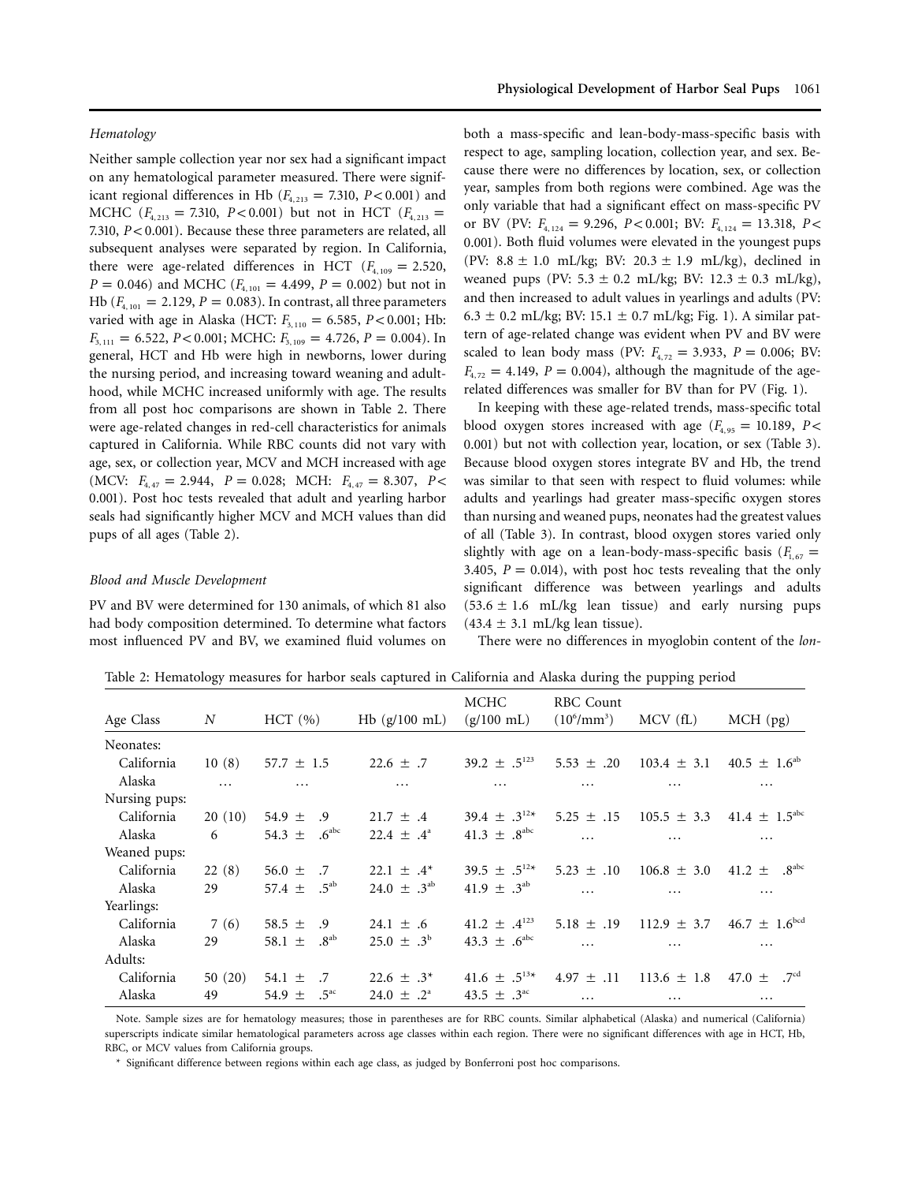### *Hematology*

Neither sample collection year nor sex had a significant impact on any hematological parameter measured. There were significant regional differences in Hb ($F_{4,213} = 7.310$, $P < 0.001$) and MCHC ($F_{4,213} = 7.310$, $P < 0.001$) but not in HCT ($F_{4,213} = 7.310$, $P < 0.001$). Because these three parameters are related, all subsequent analyses were separated by region. In California, there were age-related differences in HCT ($F_{4,109} = 2.520$, $P = 0.046$) and MCHC ($F_{4,101} = 4.499$, $P = 0.002$) but not in Hb ($F_{4,101} = 2.129$, $P = 0.083$). In contrast, all three parameters varied with age in Alaska (HCT: $F_{3,110} = 6.585$, $P < 0.001$; Hb: $F_{3,111} = 6.522$, $P < 0.001$; MCHC: $F_{3,109} = 4.726$, $P = 0.004$). In general, HCT and Hb were high in newborns, lower during the nursing period, and increasing toward weaning and adulthood, while MCHC increased uniformly with age. The results from all post hoc comparisons are shown in Table 2. There were age-related changes in red-cell characteristics for animals captured in California. While RBC counts did not vary with age, sex, or collection year, MCV and MCH increased with age (MCV: $F_{4,47} = 2.944$, $P = 0.028$; MCH: $F_{4,47} = 8.307$, $P < 0.001$). Post hoc tests revealed that adult and yearling harbor seals had significantly higher MCV and MCH values than did pups of all ages (Table 2).

### *Blood and Muscle Development*

PV and BV were determined for 130 animals, of which 81 also had body composition determined. To determine what factors most influenced PV and BV, we examined fluid volumes on both a mass-specific and lean-body-mass-specific basis with respect to age, sampling location, collection year, and sex. Because there were no differences by location, sex, or collection year, samples from both regions were combined. Age was the only variable that had a significant effect on mass-specific PV or BV (PV: $F_{4,124} = 9.296$, $P < 0.001$; BV: $F_{4,124} = 13.318$, $P < 0.001$). Both fluid volumes were elevated in the youngest pups (PV: $8.8 \pm 1.0$ mL/kg; BV: $20.3 \pm 1.9$ mL/kg), declined in weaned pups (PV: $5.3 \pm 0.2$ mL/kg; BV: $12.3 \pm 0.3$ mL/kg), and then increased to adult values in yearlings and adults (PV: $6.3 \pm 0.2$ mL/kg; BV: $15.1 \pm 0.7$ mL/kg; Fig. 1). A similar pattern of age-related change was evident when PV and BV were scaled to lean body mass (PV: $F_{4,72} = 3.933$, $P = 0.006$; BV: $F_{4,72} = 4.149$, $P = 0.004$), although the magnitude of the age-related differences was smaller for BV than for PV (Fig. 1).

In keeping with these age-related trends, mass-specific total blood oxygen stores increased with age ($F_{4,95} = 10.189$, $P < 0.001$) but not with collection year, location, or sex (Table 3). Because blood oxygen stores integrate BV and Hb, the trend was similar to that seen with respect to fluid volumes: while adults and yearlings had greater mass-specific oxygen stores than nursing and weaned pups, neonates had the greatest values of all (Table 3). In contrast, blood oxygen stores varied only slightly with age on a lean-body-mass-specific basis ($F_{1,67} = 3.405$, $P = 0.014$), with post hoc tests revealing that the only significant difference was between yearlings and adults ($53.6 \pm 1.6$ mL/kg lean tissue) and early nursing pups ($43.4 \pm 3.1$ mL/kg lean tissue).

There were no differences in myoglobin content of the *lon-*

Table 2: Hematology measures for harbor seals captured in California and Alaska during the pupping period

| Age Class | N | HCT (%) | Hb (g/100 mL) | MCHC (g/100 mL) | RBC Count ($10^6$/mm$^3$) | MCV (fL) | MCH (pg) |
|---|---|---|---|---|---|---|---|
| Neonates: | | | | | | | |
| California | 10 (8) | 57.7 ± 1.5 | 22.6 ± .7 | 39.2 ± .5[123] | 5.53 ± .20 | 103.4 ± 3.1 | 40.5 ± 1.6[ab] |
| Alaska | … | … | … | … | … | … | … |
| Nursing pups: | | | | | | | |
| California | 20 (10) | 54.9 ± .9 | 21.7 ± .4 | 39.4 ± .3[12*] | 5.25 ± .15 | 105.5 ± 3.3 | 41.4 ± 1.5[abc] |
| Alaska | 6 | 54.3 ± .6[abc] | 22.4 ± .4[a] | 41.3 ± .8[abc] | … | … | … |
| Weaned pups: | | | | | | | |
| California | 22 (8) | 56.0 ± .7 | 22.1 ± .4* | 39.5 ± .5[12*] | 5.23 ± .10 | 106.8 ± 3.0 | 41.2 ± .8[abc] |
| Alaska | 29 | 57.4 ± .5[ab] | 24.0 ± .3[ab] | 41.9 ± .3[ab] | … | … | … |
| Yearlings: | | | | | | | |
| California | 7 (6) | 58.5 ± .9 | 24.1 ± .6 | 41.2 ± .4[123] | 5.18 ± .19 | 112.9 ± 3.7 | 46.7 ± 1.6[bcd] |
| Alaska | 29 | 58.1 ± .8[ab] | 25.0 ± .3[b] | 43.3 ± .6[abc] | … | … | … |
| Adults: | | | | | | | |
| California | 50 (20) | 54.1 ± .7 | 22.6 ± .3* | 41.6 ± .5[13*] | 4.97 ± .11 | 113.6 ± 1.8 | 47.0 ± .7[cd] |
| Alaska | 49 | 54.9 ± .5[ac] | 24.0 ± .2[a] | 43.5 ± .3[ac] | … | … | … |

Note. Sample sizes are for hematology measures; those in parentheses are for RBC counts. Similar alphabetical (Alaska) and numerical (California) superscripts indicate similar hematological parameters across age classes within each region. There were no significant differences with age in HCT, Hb, RBC, or MCV values from California groups.

\* Significant difference between regions within each age class, as judged by Bonferroni post hoc comparisons.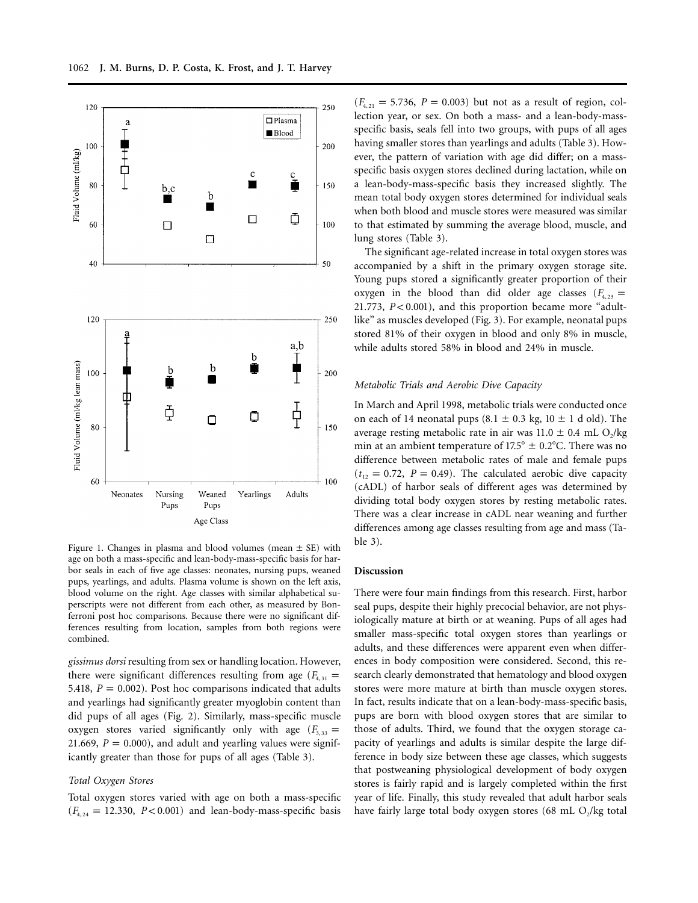Figure 1. Changes in plasma and blood volumes (mean ± SE) with age on both a mass-specific and lean-body-mass-specific basis for harbor seals in each of five age classes: neonates, nursing pups, weaned pups, yearlings, and adults. Plasma volume is shown on the left axis, blood volume on the right. Age classes with similar alphabetical superscripts were not different from each other, as measured by Bonferroni post hoc comparisons. Because there were no significant differences resulting from location, samples from both regions were combined.

*gissimus dorsi* resulting from sex or handling location. However, there were significant differences resulting from age ($F_{3,31}$ = 5.418, $P = 0.002$). Post hoc comparisons indicated that adults and yearlings had significantly greater myoglobin content than did pups of all ages (Fig. 2). Similarly, mass-specific muscle oxygen stores varied significantly only with age ($F_{3,33}$ = 21.669, $P = 0.000$), and adult and yearling values were significantly greater than those for pups of all ages (Table 3).

### Total Oxygen Stores

Total oxygen stores varied with age on both a mass-specific ($F_{4,24}$ = 12.330, $P < 0.001$) and lean-body-mass-specific basis ($F_{4,21}$ = 5.736, $P = 0.003$) but not as a result of region, collection year, or sex. On both a mass- and a lean-body-mass-specific basis, seals fell into two groups, with pups of all ages having smaller stores than yearlings and adults (Table 3). However, the pattern of variation with age did differ; on a mass-specific basis oxygen stores declined during lactation, while on a lean-body-mass-specific basis they increased slightly. The mean total body oxygen stores determined for individual seals when both blood and muscle stores were measured was similar to that estimated by summing the average blood, muscle, and lung stores (Table 3).

The significant age-related increase in total oxygen stores was accompanied by a shift in the primary oxygen storage site. Young pups stored a significantly greater proportion of their oxygen in the blood than did older age classes ($F_{4,23}$ = 21.773, $P < 0.001$), and this proportion became more "adult-like" as muscles developed (Fig. 3). For example, neonatal pups stored 81% of their oxygen in blood and only 8% in muscle, while adults stored 58% in blood and 24% in muscle.

### Metabolic Trials and Aerobic Dive Capacity

In March and April 1998, metabolic trials were conducted once on each of 14 neonatal pups (8.1 ± 0.3 kg, 10 ± 1 d old). The average resting metabolic rate in air was 11.0 ± 0.4 mL $O_2$/kg min at an ambient temperature of 17.5° ± 0.2°C. There was no difference between metabolic rates of male and female pups ($t_{12}$ = 0.72, $P = 0.49$). The calculated aerobic dive capacity (cADL) of harbor seals of different ages was determined by dividing total body oxygen stores by resting metabolic rates. There was a clear increase in cADL near weaning and further differences among age classes resulting from age and mass (Table 3).

## Discussion

There were four main findings from this research. First, harbor seal pups, despite their highly precocial behavior, are not physiologically mature at birth or at weaning. Pups of all ages had smaller mass-specific total oxygen stores than yearlings or adults, and these differences were apparent even when differences in body composition were considered. Second, this research clearly demonstrated that hematology and blood oxygen stores were more mature at birth than muscle oxygen stores. In fact, results indicate that on a lean-body-mass-specific basis, pups are born with blood oxygen stores that are similar to those of adults. Third, we found that the oxygen storage capacity of yearlings and adults is similar despite the large difference in body size between these age classes, which suggests that postweaning physiological development of body oxygen stores is fairly rapid and is largely completed within the first year of life. Finally, this study revealed that adult harbor seals have fairly large total body oxygen stores (68 mL $O_2$/kg total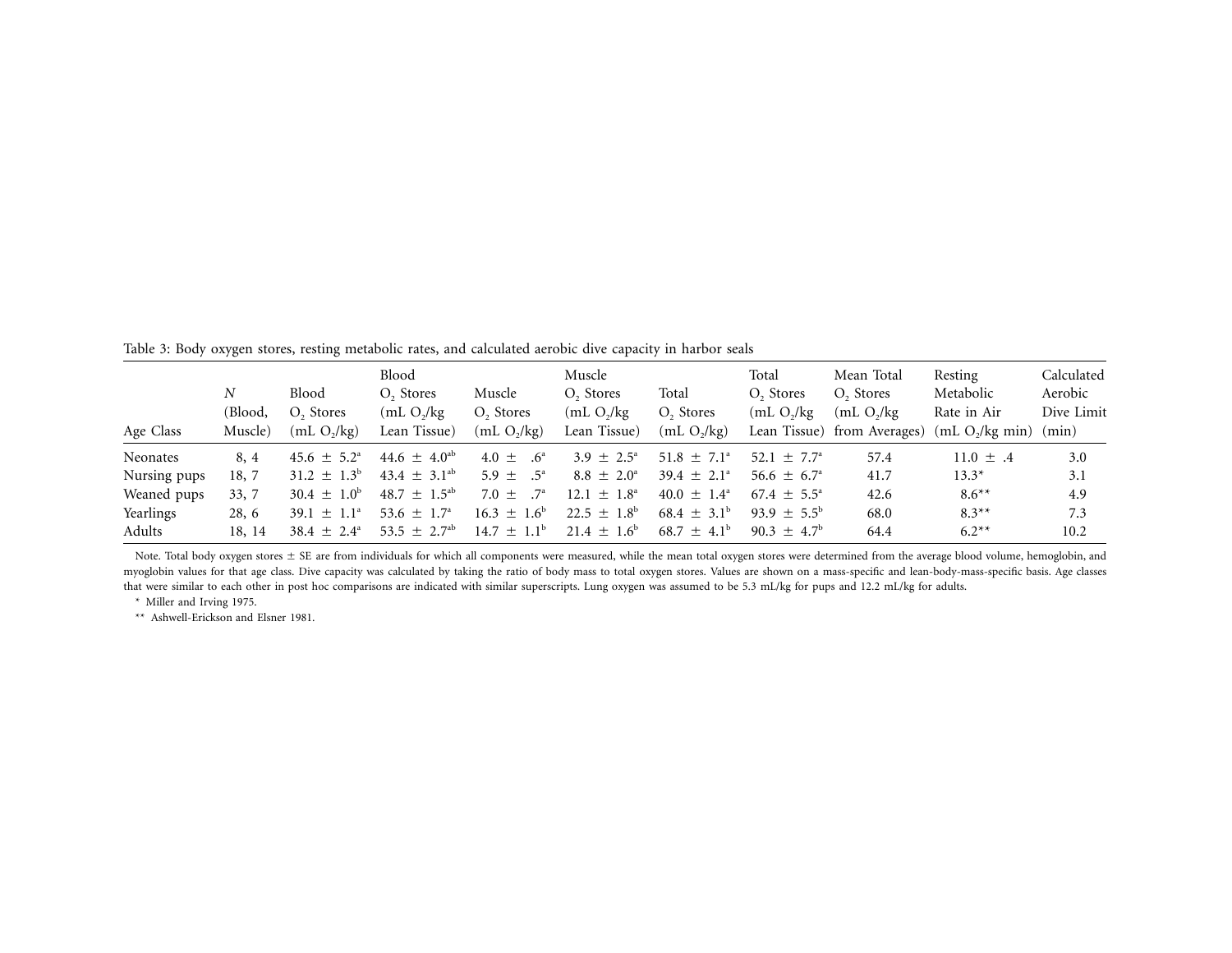Table 3: Body oxygen stores, resting metabolic rates, and calculated aerobic dive capacity in harbor seals

| Age Class | $N$ (Blood, Muscle) | Blood $O_2$ Stores (mL $O_2$/kg) | Blood $O_2$ Stores (mL $O_2$/kg Lean Tissue) | Muscle $O_2$ Stores (mL $O_2$/kg) | Muscle $O_2$ Stores (mL $O_2$/kg Lean Tissue) | Total $O_2$ Stores (mL $O_2$/kg) | Total $O_2$ Stores (mL $O_2$/kg Lean Tissue) | Mean Total $O_2$ Stores (mL $O_2$/kg from Averages) | Resting Metabolic Rate in Air (mL $O_2$/kg min) | Calculated Aerobic Dive Limit (min) |
|---|---|---|---|---|---|---|---|---|---|---|
| Neonates | 8, 4 | 45.6 ± 5.2[a] | 44.6 ± 4.0[ab] | 4.0 ± .6[a] | 3.9 ± 2.5[a] | 51.8 ± 7.1[a] | 52.1 ± 7.7[a] | 57.4 | 11.0 ± .4 | 3.0 |
| Nursing pups | 18, 7 | 31.2 ± 1.3[b] | 43.4 ± 3.1[ab] | 5.9 ± .5[a] | 8.8 ± 2.0[a] | 39.4 ± 2.1[a] | 56.6 ± 6.7[a] | 41.7 | 13.3* | 3.1 |
| Weaned pups | 33, 7 | 30.4 ± 1.0[b] | 48.7 ± 1.5[ab] | 7.0 ± .7[a] | 12.1 ± 1.8[a] | 40.0 ± 1.4[a] | 67.4 ± 5.5[a] | 42.6 | 8.6** | 4.9 |
| Yearlings | 28, 6 | 39.1 ± 1.1[a] | 53.6 ± 1.7[a] | 16.3 ± 1.6[b] | 22.5 ± 1.8[b] | 68.4 ± 3.1[b] | 93.9 ± 5.5[b] | 68.0 | 8.3** | 7.3 |
| Adults | 18, 14 | 38.4 ± 2.4[a] | 53.5 ± 2.7[ab] | 14.7 ± 1.1[b] | 21.4 ± 1.6[b] | 68.7 ± 4.1[b] | 90.3 ± 4.7[b] | 64.4 | 6.2** | 10.2 |

Note. Total body oxygen stores ± SE are from individuals for which all components were measured, while the mean total oxygen stores were determined from the average blood volume, hemoglobin, and myoglobin values for that age class. Dive capacity was calculated by taking the ratio of body mass to total oxygen stores. Values are shown on a mass-specific and lean-body-mass-specific basis. Age classes that were similar to each other in post hoc comparisons are indicated with similar superscripts. Lung oxygen was assumed to be 5.3 mL/kg for pups and 12.2 mL/kg for adults.

\* Miller and Irving 1975.

\** Ashwell-Erickson and Elsner 1981.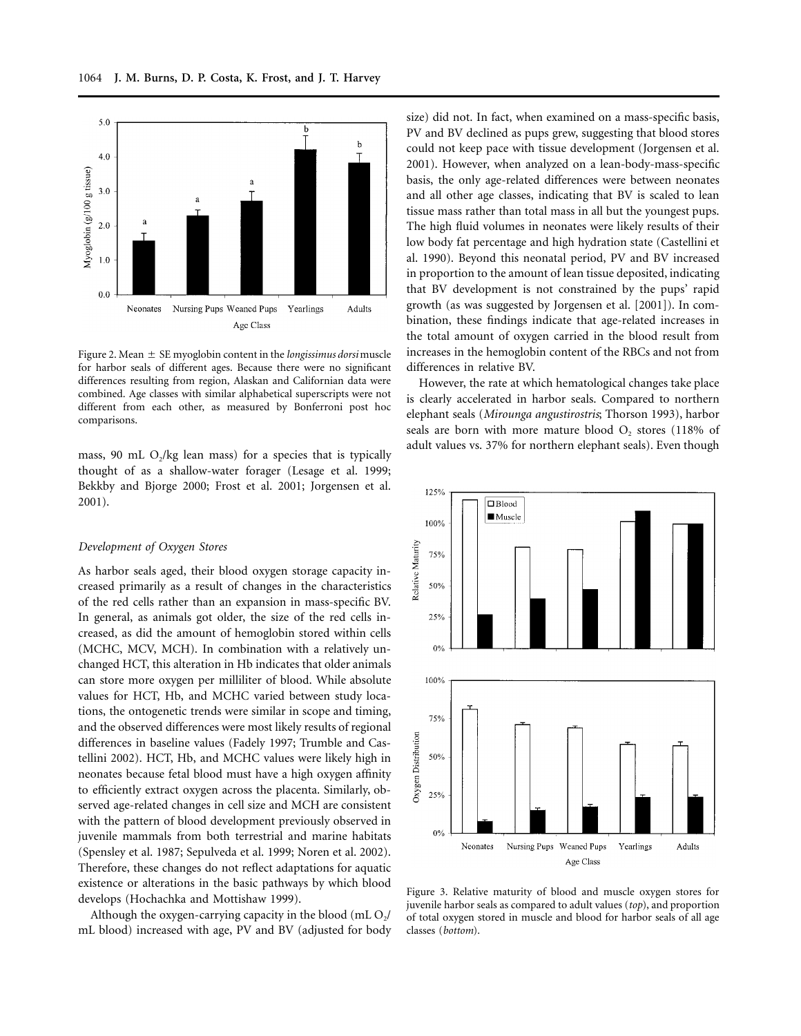Figure 2. Mean ± SE myoglobin content in the *longissimus dorsi* muscle for harbor seals of different ages. Because there were no significant differences resulting from region, Alaskan and Californian data were combined. Age classes with similar alphabetical superscripts were not different from each other, as measured by Bonferroni post hoc comparisons.

mass, 90 mL $O_2$/kg lean mass) for a species that is typically thought of as a shallow-water forager (Lesage et al. 1999; Bekkby and Bjorge 2000; Frost et al. 2001; Jorgensen et al. 2001).

### *Development of Oxygen Stores*

As harbor seals aged, their blood oxygen storage capacity increased primarily as a result of changes in the characteristics of the red cells rather than an expansion in mass-specific BV. In general, as animals got older, the size of the red cells increased, as did the amount of hemoglobin stored within cells (MCHC, MCV, MCH). In combination with a relatively unchanged HCT, this alteration in Hb indicates that older animals can store more oxygen per milliliter of blood. While absolute values for HCT, Hb, and MCHC varied between study locations, the ontogenetic trends were similar in scope and timing, and the observed differences were most likely results of regional differences in baseline values (Fadely 1997; Trumble and Castellini 2002). HCT, Hb, and MCHC values were likely high in neonates because fetal blood must have a high oxygen affinity to efficiently extract oxygen across the placenta. Similarly, observed age-related changes in cell size and MCH are consistent with the pattern of blood development previously observed in juvenile mammals from both terrestrial and marine habitats (Spensley et al. 1987; Sepulveda et al. 1999; Noren et al. 2002). Therefore, these changes do not reflect adaptations for aquatic existence or alterations in the basic pathways by which blood develops (Hochachka and Mottishaw 1999).

Although the oxygen-carrying capacity in the blood (mL $O_2$/mL blood) increased with age, PV and BV (adjusted for body size) did not. In fact, when examined on a mass-specific basis, PV and BV declined as pups grew, suggesting that blood stores could not keep pace with tissue development (Jorgensen et al. 2001). However, when analyzed on a lean-body-mass-specific basis, the only age-related differences were between neonates and all other age classes, indicating that BV is scaled to lean tissue mass rather than total mass in all but the youngest pups. The high fluid volumes in neonates were likely results of their low body fat percentage and high hydration state (Castellini et al. 1990). Beyond this neonatal period, PV and BV increased in proportion to the amount of lean tissue deposited, indicating that BV development is not constrained by the pups' rapid growth (as was suggested by Jorgensen et al. [2001]). In combination, these findings indicate that age-related increases in the total amount of oxygen carried in the blood result from increases in the hemoglobin content of the RBCs and not from differences in relative BV.

However, the rate at which hematological changes take place is clearly accelerated in harbor seals. Compared to northern elephant seals (*Mirounga angustirostris*; Thorson 1993), harbor seals are born with more mature blood $O_2$ stores (118% of adult values vs. 37% for northern elephant seals). Even though

Figure 3. Relative maturity of blood and muscle oxygen stores for juvenile harbor seals as compared to adult values (*top*), and proportion of total oxygen stored in muscle and blood for harbor seals of all age classes (*bottom*).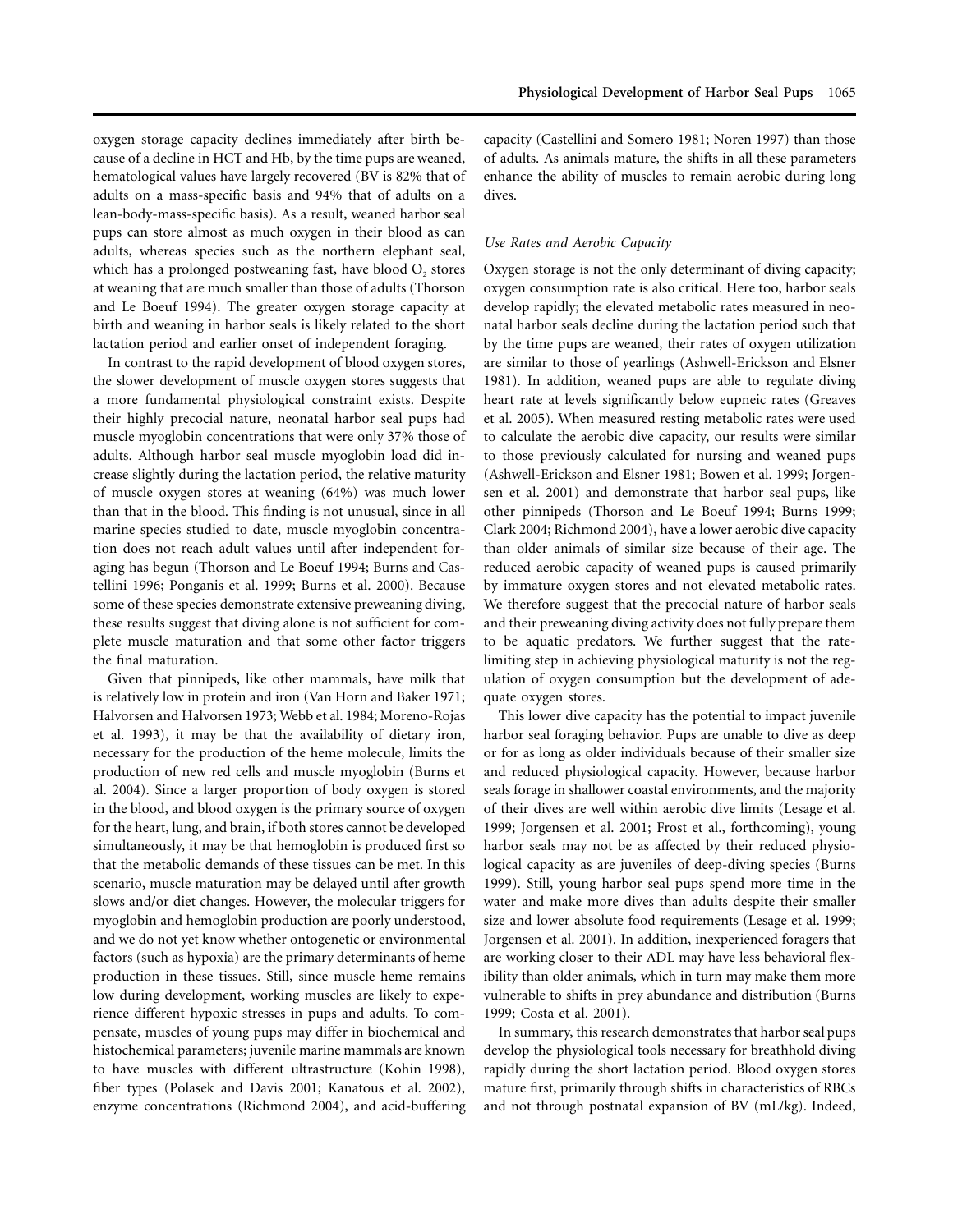oxygen storage capacity declines immediately after birth because of a decline in HCT and Hb, by the time pups are weaned, hematological values have largely recovered (BV is 82% that of adults on a mass-specific basis and 94% that of adults on a lean-body-mass-specific basis). As a result, weaned harbor seal pups can store almost as much oxygen in their blood as can adults, whereas species such as the northern elephant seal, which has a prolonged postweaning fast, have blood $O_2$ stores at weaning that are much smaller than those of adults (Thorson and Le Boeuf 1994). The greater oxygen storage capacity at birth and weaning in harbor seals is likely related to the short lactation period and earlier onset of independent foraging.

In contrast to the rapid development of blood oxygen stores, the slower development of muscle oxygen stores suggests that a more fundamental physiological constraint exists. Despite their highly precocial nature, neonatal harbor seal pups had muscle myoglobin concentrations that were only 37% those of adults. Although harbor seal muscle myoglobin load did increase slightly during the lactation period, the relative maturity of muscle oxygen stores at weaning (64%) was much lower than that in the blood. This finding is not unusual, since in all marine species studied to date, muscle myoglobin concentration does not reach adult values until after independent foraging has begun (Thorson and Le Boeuf 1994; Burns and Castellini 1996; Ponganis et al. 1999; Burns et al. 2000). Because some of these species demonstrate extensive preweaning diving, these results suggest that diving alone is not sufficient for complete muscle maturation and that some other factor triggers the final maturation.

Given that pinnipeds, like other mammals, have milk that is relatively low in protein and iron (Van Horn and Baker 1971; Halvorsen and Halvorsen 1973; Webb et al. 1984; Moreno-Rojas et al. 1993), it may be that the availability of dietary iron, necessary for the production of the heme molecule, limits the production of new red cells and muscle myoglobin (Burns et al. 2004). Since a larger proportion of body oxygen is stored in the blood, and blood oxygen is the primary source of oxygen for the heart, lung, and brain, if both stores cannot be developed simultaneously, it may be that hemoglobin is produced first so that the metabolic demands of these tissues can be met. In this scenario, muscle maturation may be delayed until after growth slows and/or diet changes. However, the molecular triggers for myoglobin and hemoglobin production are poorly understood, and we do not yet know whether ontogenetic or environmental factors (such as hypoxia) are the primary determinants of heme production in these tissues. Still, since muscle heme remains low during development, working muscles are likely to experience different hypoxic stresses in pups and adults. To compensate, muscles of young pups may differ in biochemical and histochemical parameters; juvenile marine mammals are known to have muscles with different ultrastructure (Kohin 1998), fiber types (Polasek and Davis 2001; Kanatous et al. 2002), enzyme concentrations (Richmond 2004), and acid-buffering capacity (Castellini and Somero 1981; Noren 1997) than those of adults. As animals mature, the shifts in all these parameters enhance the ability of muscles to remain aerobic during long dives.

### *Use Rates and Aerobic Capacity*

Oxygen storage is not the only determinant of diving capacity; oxygen consumption rate is also critical. Here too, harbor seals develop rapidly; the elevated metabolic rates measured in neonatal harbor seals decline during the lactation period such that by the time pups are weaned, their rates of oxygen utilization are similar to those of yearlings (Ashwell-Erickson and Elsner 1981). In addition, weaned pups are able to regulate diving heart rate at levels significantly below eupneic rates (Greaves et al. 2005). When measured resting metabolic rates were used to calculate the aerobic dive capacity, our results were similar to those previously calculated for nursing and weaned pups (Ashwell-Erickson and Elsner 1981; Bowen et al. 1999; Jorgensen et al. 2001) and demonstrate that harbor seal pups, like other pinnipeds (Thorson and Le Boeuf 1994; Burns 1999; Clark 2004; Richmond 2004), have a lower aerobic dive capacity than older animals of similar size because of their age. The reduced aerobic capacity of weaned pups is caused primarily by immature oxygen stores and not elevated metabolic rates. We therefore suggest that the precocial nature of harbor seals and their preweaning diving activity does not fully prepare them to be aquatic predators. We further suggest that the rate-limiting step in achieving physiological maturity is not the regulation of oxygen consumption but the development of adequate oxygen stores.

This lower dive capacity has the potential to impact juvenile harbor seal foraging behavior. Pups are unable to dive as deep or for as long as older individuals because of their smaller size and reduced physiological capacity. However, because harbor seals forage in shallower coastal environments, and the majority of their dives are well within aerobic dive limits (Lesage et al. 1999; Jorgensen et al. 2001; Frost et al., forthcoming), young harbor seals may not be as affected by their reduced physiological capacity as are juveniles of deep-diving species (Burns 1999). Still, young harbor seal pups spend more time in the water and make more dives than adults despite their smaller size and lower absolute food requirements (Lesage et al. 1999; Jorgensen et al. 2001). In addition, inexperienced foragers that are working closer to their ADL may have less behavioral flexibility than older animals, which in turn may make them more vulnerable to shifts in prey abundance and distribution (Burns 1999; Costa et al. 2001).

In summary, this research demonstrates that harbor seal pups develop the physiological tools necessary for breathhold diving rapidly during the short lactation period. Blood oxygen stores mature first, primarily through shifts in characteristics of RBCs and not through postnatal expansion of BV (mL/kg). Indeed,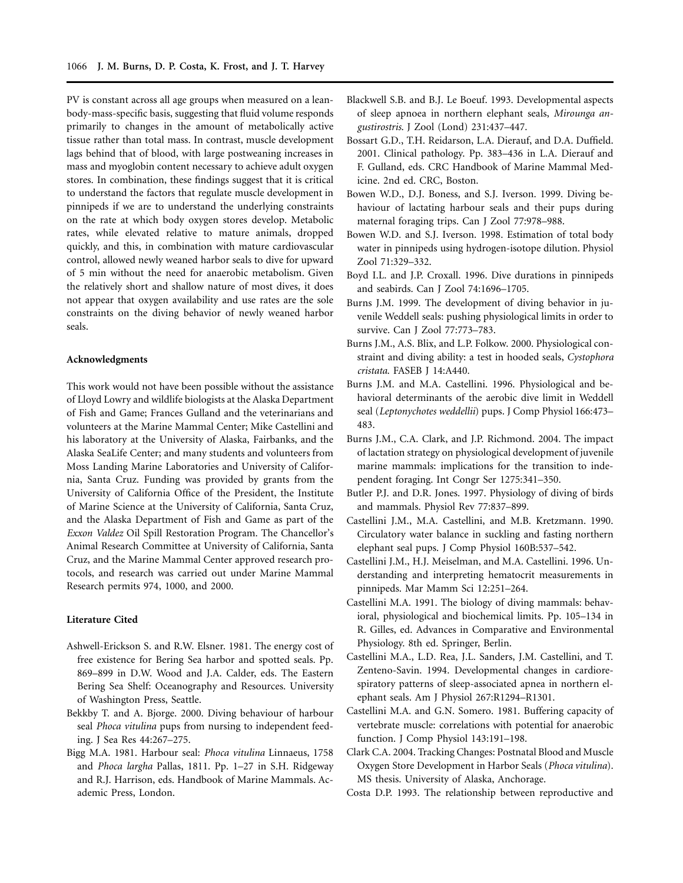PV is constant across all age groups when measured on a lean-body-mass-specific basis, suggesting that fluid volume responds primarily to changes in the amount of metabolically active tissue rather than total mass. In contrast, muscle development lags behind that of blood, with large postweaning increases in mass and myoglobin content necessary to achieve adult oxygen stores. In combination, these findings suggest that it is critical to understand the factors that regulate muscle development in pinnipeds if we are to understand the underlying constraints on the rate at which body oxygen stores develop. Metabolic rates, while elevated relative to mature animals, dropped quickly, and this, in combination with mature cardiovascular control, allowed newly weaned harbor seals to dive for upward of 5 min without the need for anaerobic metabolism. Given the relatively short and shallow nature of most dives, it does not appear that oxygen availability and use rates are the sole constraints on the diving behavior of newly weaned harbor seals.

#### Acknowledgments

This work would not have been possible without the assistance of Lloyd Lowry and wildlife biologists at the Alaska Department of Fish and Game; Frances Gulland and the veterinarians and volunteers at the Marine Mammal Center; Mike Castellini and his laboratory at the University of Alaska, Fairbanks, and the Alaska SeaLife Center; and many students and volunteers from Moss Landing Marine Laboratories and University of California, Santa Cruz. Funding was provided by grants from the University of California Office of the President, the Institute of Marine Science at the University of California, Santa Cruz, and the Alaska Department of Fish and Game as part of the *Exxon Valdez* Oil Spill Restoration Program. The Chancellor's Animal Research Committee at University of California, Santa Cruz, and the Marine Mammal Center approved research protocols, and research was carried out under Marine Mammal Research permits 974, 1000, and 2000.

#### Literature Cited

Ashwell-Erickson S. and R.W. Elsner. 1981. The energy cost of free existence for Bering Sea harbor and spotted seals. Pp. 869–899 in D.W. Wood and J.A. Calder, eds. The Eastern Bering Sea Shelf: Oceanography and Resources. University of Washington Press, Seattle.

Bekkby T. and A. Bjorge. 2000. Diving behaviour of harbour seal *Phoca vitulina* pups from nursing to independent feeding. J Sea Res 44:267–275.

Bigg M.A. 1981. Harbour seal: *Phoca vitulina* Linnaeus, 1758 and *Phoca largha* Pallas, 1811. Pp. 1–27 in S.H. Ridgeway and R.J. Harrison, eds. Handbook of Marine Mammals. Academic Press, London.

Blackwell S.B. and B.J. Le Boeuf. 1993. Developmental aspects of sleep apnoea in northern elephant seals, *Mirounga angustirostris*. J Zool (Lond) 231:437–447.

Bossart G.D., T.H. Reidarson, L.A. Dierauf, and D.A. Duffield. 2001. Clinical pathology. Pp. 383–436 in L.A. Dierauf and F. Gulland, eds. CRC Handbook of Marine Mammal Medicine. 2nd ed. CRC, Boston.

Bowen W.D., D.J. Boness, and S.J. Iverson. 1999. Diving behaviour of lactating harbour seals and their pups during maternal foraging trips. Can J Zool 77:978–988.

Bowen W.D. and S.J. Iverson. 1998. Estimation of total body water in pinnipeds using hydrogen-isotope dilution. Physiol Zool 71:329–332.

Boyd I.L. and J.P. Croxall. 1996. Dive durations in pinnipeds and seabirds. Can J Zool 74:1696–1705.

Burns J.M. 1999. The development of diving behavior in juvenile Weddell seals: pushing physiological limits in order to survive. Can J Zool 77:773–783.

Burns J.M., A.S. Blix, and L.P. Folkow. 2000. Physiological constraint and diving ability: a test in hooded seals, *Cystophora cristata*. FASEB J 14:A440.

Burns J.M. and M.A. Castellini. 1996. Physiological and behavioral determinants of the aerobic dive limit in Weddell seal (*Leptonychotes weddellii*) pups. J Comp Physiol 166:473–483.

Burns J.M., C.A. Clark, and J.P. Richmond. 2004. The impact of lactation strategy on physiological development of juvenile marine mammals: implications for the transition to independent foraging. Int Congr Ser 1275:341–350.

Butler P.J. and D.R. Jones. 1997. Physiology of diving of birds and mammals. Physiol Rev 77:837–899.

Castellini J.M., M.A. Castellini, and M.B. Kretzmann. 1990. Circulatory water balance in suckling and fasting northern elephant seal pups. J Comp Physiol 160B:537–542.

Castellini J.M., H.J. Meiselman, and M.A. Castellini. 1996. Understanding and interpreting hematocrit measurements in pinnipeds. Mar Mamm Sci 12:251–264.

Castellini M.A. 1991. The biology of diving mammals: behavioral, physiological and biochemical limits. Pp. 105–134 in R. Gilles, ed. Advances in Comparative and Environmental Physiology. 8th ed. Springer, Berlin.

Castellini M.A., L.D. Rea, J.L. Sanders, J.M. Castellini, and T. Zenteno-Savin. 1994. Developmental changes in cardiorespiratory patterns of sleep-associated apnea in northern elephant seals. Am J Physiol 267:R1294–R1301.

Castellini M.A. and G.N. Somero. 1981. Buffering capacity of vertebrate muscle: correlations with potential for anaerobic function. J Comp Physiol 143:191–198.

Clark C.A. 2004. Tracking Changes: Postnatal Blood and Muscle Oxygen Store Development in Harbor Seals (*Phoca vitulina*). MS thesis. University of Alaska, Anchorage.

Costa D.P. 1993. The relationship between reproductive and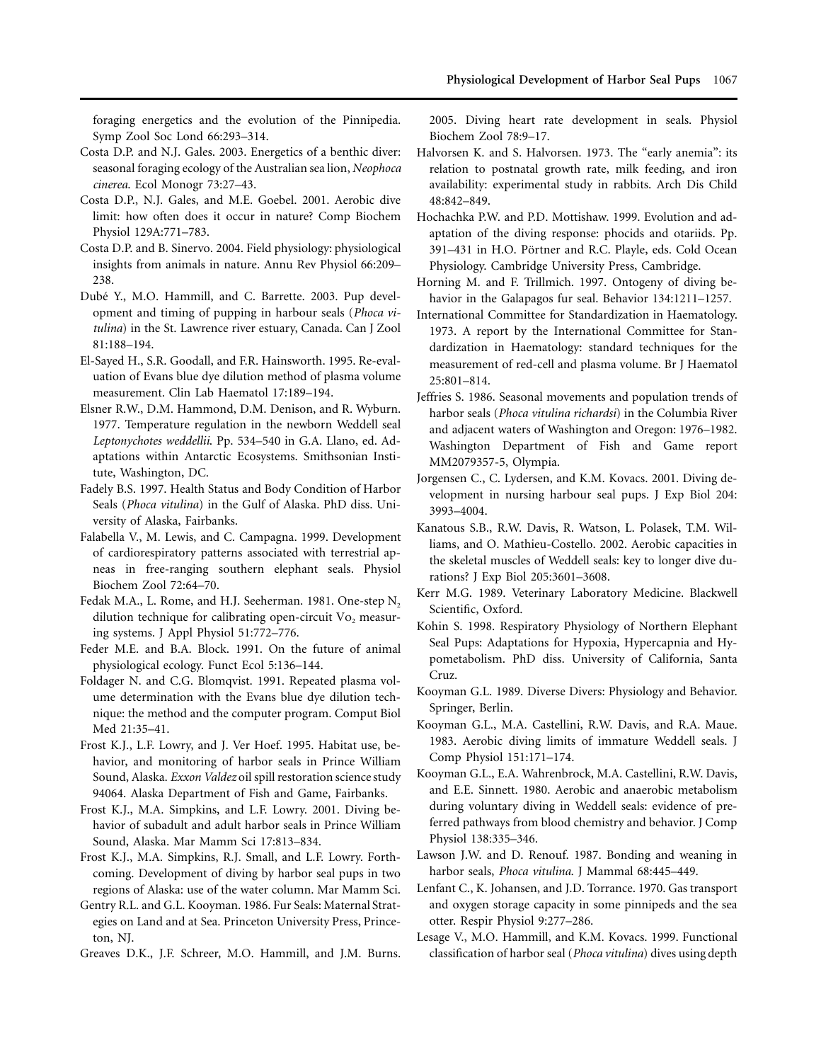foraging energetics and the evolution of the Pinnipedia. Symp Zool Soc Lond 66:293–314.

Costa D.P. and N.J. Gales. 2003. Energetics of a benthic diver: seasonal foraging ecology of the Australian sea lion, *Neophoca cinerea*. Ecol Monogr 73:27–43.

Costa D.P., N.J. Gales, and M.E. Goebel. 2001. Aerobic dive limit: how often does it occur in nature? Comp Biochem Physiol 129A:771–783.

Costa D.P. and B. Sinervo. 2004. Field physiology: physiological insights from animals in nature. Annu Rev Physiol 66:209–238.

Dubé Y., M.O. Hammill, and C. Barrette. 2003. Pup development and timing of pupping in harbour seals (*Phoca vitulina*) in the St. Lawrence river estuary, Canada. Can J Zool 81:188–194.

El-Sayed H., S.R. Goodall, and F.R. Hainsworth. 1995. Re-evaluation of Evans blue dye dilution method of plasma volume measurement. Clin Lab Haematol 17:189–194.

Elsner R.W., D.M. Hammond, D.M. Denison, and R. Wyburn. 1977. Temperature regulation in the newborn Weddell seal *Leptonychotes weddellii*. Pp. 534–540 in G.A. Llano, ed. Adaptations within Antarctic Ecosystems. Smithsonian Institute, Washington, DC.

Fadely B.S. 1997. Health Status and Body Condition of Harbor Seals (*Phoca vitulina*) in the Gulf of Alaska. PhD diss. University of Alaska, Fairbanks.

Falabella V., M. Lewis, and C. Campagna. 1999. Development of cardiorespiratory patterns associated with terrestrial apneas in free-ranging southern elephant seals. Physiol Biochem Zool 72:64–70.

Fedak M.A., L. Rome, and H.J. Seeherman. 1981. One-step $N_2$ dilution technique for calibrating open-circuit $\dot{V}O_2$ measuring systems. J Appl Physiol 51:772–776.

Feder M.E. and B.A. Block. 1991. On the future of animal physiological ecology. Funct Ecol 5:136–144.

Foldager N. and C.G. Blomqvist. 1991. Repeated plasma volume determination with the Evans blue dye dilution technique: the method and the computer program. Comput Biol Med 21:35–41.

Frost K.J., L.F. Lowry, and J. Ver Hoef. 1995. Habitat use, behavior, and monitoring of harbor seals in Prince William Sound, Alaska. *Exxon Valdez* oil spill restoration science study 94064. Alaska Department of Fish and Game, Fairbanks.

Frost K.J., M.A. Simpkins, and L.F. Lowry. 2001. Diving behavior of subadult and adult harbor seals in Prince William Sound, Alaska. Mar Mamm Sci 17:813–834.

Frost K.J., M.A. Simpkins, R.J. Small, and L.F. Lowry. Forthcoming. Development of diving by harbor seal pups in two regions of Alaska: use of the water column. Mar Mamm Sci.

Gentry R.L. and G.L. Kooyman. 1986. Fur Seals: Maternal Strategies on Land and at Sea. Princeton University Press, Princeton, NJ.

Greaves D.K., J.F. Schreer, M.O. Hammill, and J.M. Burns. 2005. Diving heart rate development in seals. Physiol Biochem Zool 78:9–17.

Halvorsen K. and S. Halvorsen. 1973. The "early anemia": its relation to postnatal growth rate, milk feeding, and iron availability: experimental study in rabbits. Arch Dis Child 48:842–849.

Hochachka P.W. and P.D. Mottishaw. 1999. Evolution and adaptation of the diving response: phocids and otariids. Pp. 391–431 in H.O. Pörtner and R.C. Playle, eds. Cold Ocean Physiology. Cambridge University Press, Cambridge.

Horning M. and F. Trillmich. 1997. Ontogeny of diving behavior in the Galapagos fur seal. Behavior 134:1211–1257.

International Committee for Standardization in Haematology. 1973. A report by the International Committee for Standardization in Haematology: standard techniques for the measurement of red-cell and plasma volume. Br J Haematol 25:801–814.

Jeffries S. 1986. Seasonal movements and population trends of harbor seals (*Phoca vitulina richardsi*) in the Columbia River and adjacent waters of Washington and Oregon: 1976–1982. Washington Department of Fish and Game report MM2079357-5, Olympia.

Jorgensen C., C. Lydersen, and K.M. Kovacs. 2001. Diving development in nursing harbour seal pups. J Exp Biol 204: 3993–4004.

Kanatous S.B., R.W. Davis, R. Watson, L. Polasek, T.M. Williams, and O. Mathieu-Costello. 2002. Aerobic capacities in the skeletal muscles of Weddell seals: key to longer dive durations? J Exp Biol 205:3601–3608.

Kerr M.G. 1989. Veterinary Laboratory Medicine. Blackwell Scientific, Oxford.

Kohin S. 1998. Respiratory Physiology of Northern Elephant Seal Pups: Adaptations for Hypoxia, Hypercapnia and Hypometabolism. PhD diss. University of California, Santa Cruz.

Kooyman G.L. 1989. Diverse Divers: Physiology and Behavior. Springer, Berlin.

Kooyman G.L., M.A. Castellini, R.W. Davis, and R.A. Maue. 1983. Aerobic diving limits of immature Weddell seals. J Comp Physiol 151:171–174.

Kooyman G.L., E.A. Wahrenbrock, M.A. Castellini, R.W. Davis, and E.E. Sinnett. 1980. Aerobic and anaerobic metabolism during voluntary diving in Weddell seals: evidence of preferred pathways from blood chemistry and behavior. J Comp Physiol 138:335–346.

Lawson J.W. and D. Renouf. 1987. Bonding and weaning in harbor seals, *Phoca vitulina*. J Mammal 68:445–449.

Lenfant C., K. Johansen, and J.D. Torrance. 1970. Gas transport and oxygen storage capacity in some pinnipeds and the sea otter. Respir Physiol 9:277–286.

Lesage V., M.O. Hammill, and K.M. Kovacs. 1999. Functional classification of harbor seal (*Phoca vitulina*) dives using depth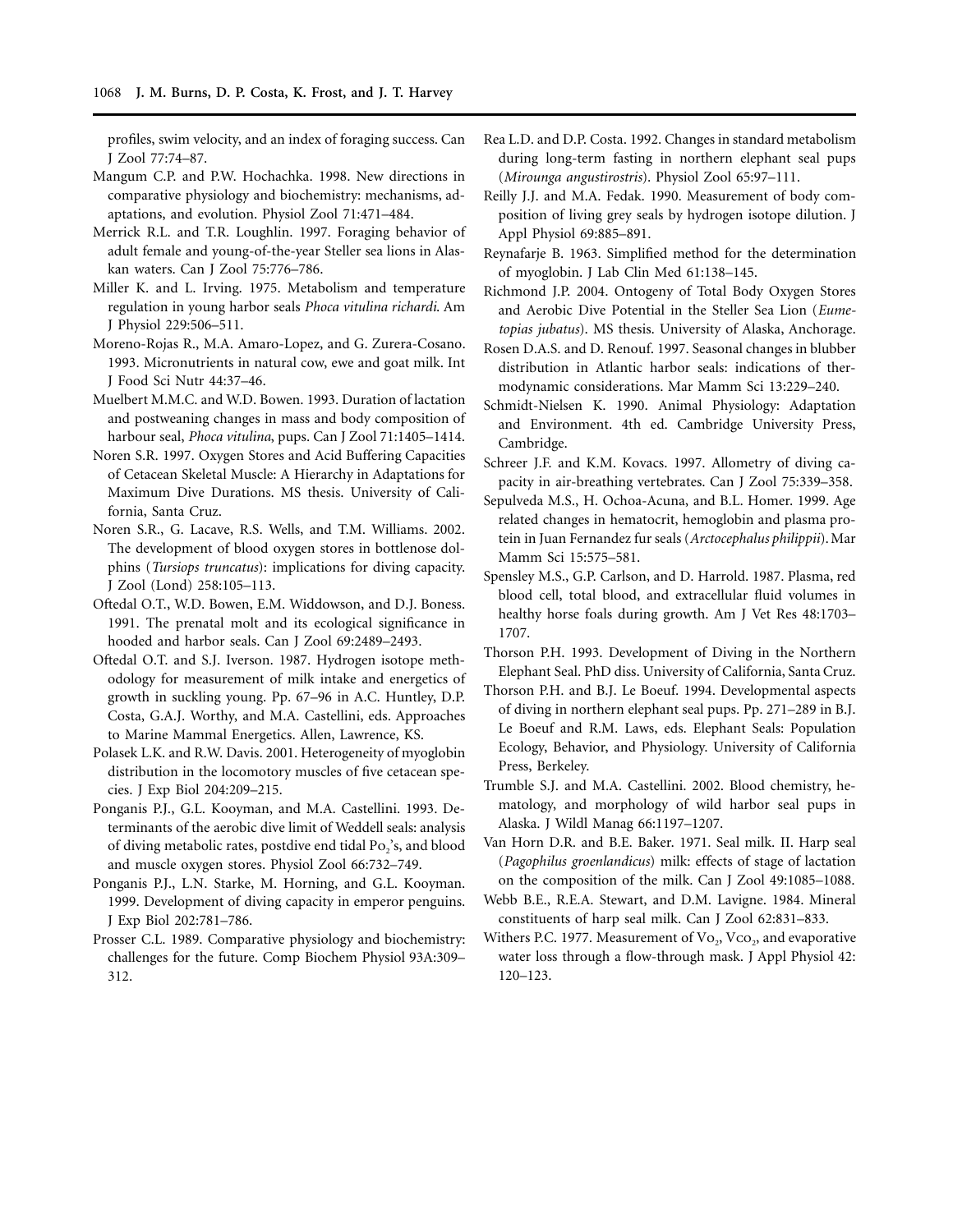profiles, swim velocity, and an index of foraging success. Can J Zool 77:74–87.

Mangum C.P. and P.W. Hochachka. 1998. New directions in comparative physiology and biochemistry: mechanisms, adaptations, and evolution. Physiol Zool 71:471–484.

Merrick R.L. and T.R. Loughlin. 1997. Foraging behavior of adult female and young-of-the-year Steller sea lions in Alaskan waters. Can J Zool 75:776–786.

Miller K. and L. Irving. 1975. Metabolism and temperature regulation in young harbor seals *Phoca vitulina richardi*. Am J Physiol 229:506–511.

Moreno-Rojas R., M.A. Amaro-Lopez, and G. Zurera-Cosano. 1993. Micronutrients in natural cow, ewe and goat milk. Int J Food Sci Nutr 44:37–46.

Muelbert M.M.C. and W.D. Bowen. 1993. Duration of lactation and postweaning changes in mass and body composition of harbour seal, *Phoca vitulina*, pups. Can J Zool 71:1405–1414.

Noren S.R. 1997. Oxygen Stores and Acid Buffering Capacities of Cetacean Skeletal Muscle: A Hierarchy in Adaptations for Maximum Dive Durations. MS thesis. University of California, Santa Cruz.

Noren S.R., G. Lacave, R.S. Wells, and T.M. Williams. 2002. The development of blood oxygen stores in bottlenose dolphins (*Tursiops truncatus*): implications for diving capacity. J Zool (Lond) 258:105–113.

Oftedal O.T., W.D. Bowen, E.M. Widdowson, and D.J. Boness. 1991. The prenatal molt and its ecological significance in hooded and harbor seals. Can J Zool 69:2489–2493.

Oftedal O.T. and S.J. Iverson. 1987. Hydrogen isotope methodology for measurement of milk intake and energetics of growth in suckling young. Pp. 67–96 in A.C. Huntley, D.P. Costa, G.A.J. Worthy, and M.A. Castellini, eds. Approaches to Marine Mammal Energetics. Allen, Lawrence, KS.

Polasek L.K. and R.W. Davis. 2001. Heterogeneity of myoglobin distribution in the locomotory muscles of five cetacean species. J Exp Biol 204:209–215.

Ponganis P.J., G.L. Kooyman, and M.A. Castellini. 1993. Determinants of the aerobic dive limit of Weddell seals: analysis of diving metabolic rates, postdive end tidal $P_{O_2}$'s, and blood and muscle oxygen stores. Physiol Zool 66:732–749.

Ponganis P.J., L.N. Starke, M. Horning, and G.L. Kooyman. 1999. Development of diving capacity in emperor penguins. J Exp Biol 202:781–786.

Prosser C.L. 1989. Comparative physiology and biochemistry: challenges for the future. Comp Biochem Physiol 93A:309–312.

Rea L.D. and D.P. Costa. 1992. Changes in standard metabolism during long-term fasting in northern elephant seal pups (*Mirounga angustirostris*). Physiol Zool 65:97–111.

Reilly J.J. and M.A. Fedak. 1990. Measurement of body composition of living grey seals by hydrogen isotope dilution. J Appl Physiol 69:885–891.

Reynafarje B. 1963. Simplified method for the determination of myoglobin. J Lab Clin Med 61:138–145.

Richmond J.P. 2004. Ontogeny of Total Body Oxygen Stores and Aerobic Dive Potential in the Steller Sea Lion (*Eumetopias jubatus*). MS thesis. University of Alaska, Anchorage.

Rosen D.A.S. and D. Renouf. 1997. Seasonal changes in blubber distribution in Atlantic harbor seals: indications of thermodynamic considerations. Mar Mamm Sci 13:229–240.

Schmidt-Nielsen K. 1990. Animal Physiology: Adaptation and Environment. 4th ed. Cambridge University Press, Cambridge.

Schreer J.F. and K.M. Kovacs. 1997. Allometry of diving capacity in air-breathing vertebrates. Can J Zool 75:339–358.

Sepulveda M.S., H. Ochoa-Acuna, and B.L. Homer. 1999. Age related changes in hematocrit, hemoglobin and plasma protein in Juan Fernandez fur seals (*Arctocephalus philippii*). Mar Mamm Sci 15:575–581.

Spensley M.S., G.P. Carlson, and D. Harrold. 1987. Plasma, red blood cell, total blood, and extracellular fluid volumes in healthy horse foals during growth. Am J Vet Res 48:1703–1707.

Thorson P.H. 1993. Development of Diving in the Northern Elephant Seal. PhD diss. University of California, Santa Cruz.

Thorson P.H. and B.J. Le Boeuf. 1994. Developmental aspects of diving in northern elephant seal pups. Pp. 271–289 in B.J. Le Boeuf and R.M. Laws, eds. Elephant Seals: Population Ecology, Behavior, and Physiology. University of California Press, Berkeley.

Trumble S.J. and M.A. Castellini. 2002. Blood chemistry, hematology, and morphology of wild harbor seal pups in Alaska. J Wildl Manag 66:1197–1207.

Van Horn D.R. and B.E. Baker. 1971. Seal milk. II. Harp seal (*Pagophilus groenlandicus*) milk: effects of stage of lactation on the composition of the milk. Can J Zool 49:1085–1088.

Webb B.E., R.E.A. Stewart, and D.M. Lavigne. 1984. Mineral constituents of harp seal milk. Can J Zool 62:831–833.

Withers P.C. 1977. Measurement of $V_{O_2}$, $V_{CO_2}$, and evaporative water loss through a flow-through mask. J Appl Physiol 42: 120–123.